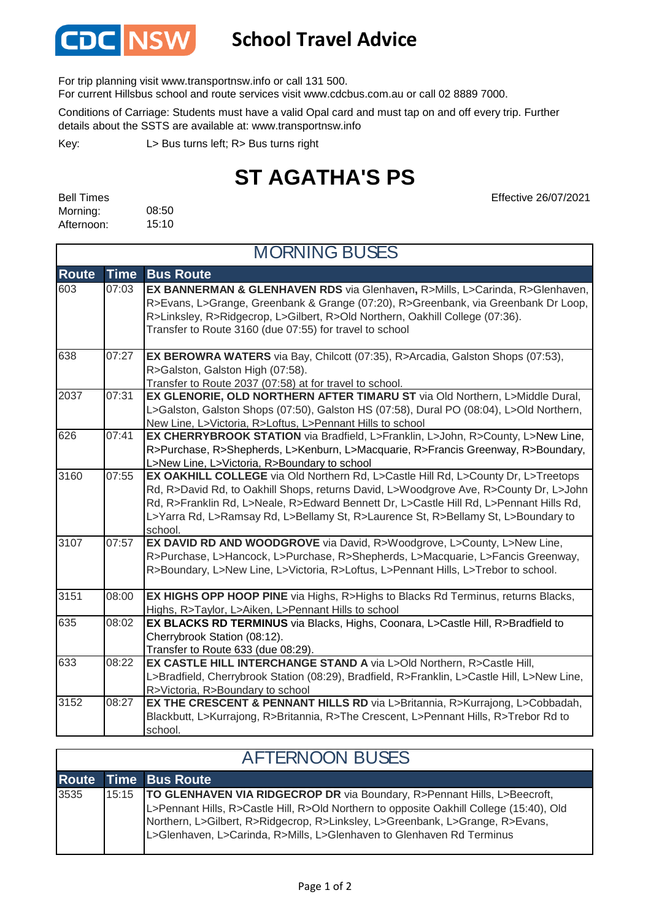# CDC NSW School Travel Advice

For trip planning visit www.transportnsw.info or call 131 500.
For current Hillsbus school and route services visit www.cdcbus.com.au or call 02 8889 7000.

Conditions of Carriage: Students must have a valid Opal card and must tap on and off every trip. Further details about the SSTS are available at: www.transportnsw.info

Key: L> Bus turns left; R> Bus turns right

## ST AGATHA'S PS

Effective 26/07/2021

Bell Times
Morning: 08:50
Afternoon: 15:10

### MORNING BUSES

| Route | Time | Bus Route |
|---|---|---|
| 603 | 07:03 | **EX BANNERMAN & GLENHAVEN RDS** via Glenhaven**,** R>Mills, L>Carinda, R>Glenhaven, R>Evans, L>Grange, Greenbank & Grange (07:20), R>Greenbank, via Greenbank Dr Loop, R>Linksley, R>Ridgecrop, L>Gilbert, R>Old Northern, Oakhill College (07:36). Transfer to Route 3160 (due 07:55) for travel to school |
| 638 | 07:27 | **EX BEROWRA WATERS** via Bay, Chilcott (07:35), R>Arcadia, Galston Shops (07:53), R>Galston, Galston High (07:58). Transfer to Route 2037 (07:58) at for travel to school. |
| 2037 | 07:31 | **EX GLENORIE, OLD NORTHERN AFTER TIMARU ST** via Old Northern, L>Middle Dural, L>Galston, Galston Shops (07:50), Galston HS (07:58), Dural PO (08:04), L>Old Northern, New Line, L>Victoria, R>Loftus, L>Pennant Hills to school |
| 626 | 07:41 | **EX CHERRYBROOK STATION** via Bradfield, L>Franklin, L>John, R>County, L>New Line, R>Purchase, R>Shepherds, L>Kenburn, L>Macquarie, R>Francis Greenway, R>Boundary, L>New Line, L>Victoria, R>Boundary to school |
| 3160 | 07:55 | **EX OAKHILL COLLEGE** via Old Northern Rd, L>Castle Hill Rd, L>County Dr, L>Treetops Rd, R>David Rd, to Oakhill Shops, returns David, L>Woodgrove Ave, R>County Dr, L>John Rd, R>Franklin Rd, L>Neale, R>Edward Bennett Dr, L>Castle Hill Rd, L>Pennant Hills Rd, L>Yarra Rd, L>Ramsay Rd, L>Bellamy St, L>Laurence St, R>Bellamy St, L>Boundary to school. |
| 3107 | 07:57 | **EX DAVID RD AND WOODGROVE** via David, R>Woodgrove, L>County, L>New Line, R>Purchase, L>Hancock, L>Purchase, R>Shepherds, L>Macquarie, L>Fancis Greenway, R>Boundary, L>New Line, L>Victoria, R>Loftus, L>Pennant Hills, L>Trebor to school. |
| 3151 | 08:00 | **EX HIGHS OPP HOOP PINE** via Highs, R>Highs to Blacks Rd Terminus, returns Blacks, Highs, R>Taylor, L>Aiken, L>Pennant Hills to school |
| 635 | 08:02 | **EX BLACKS RD TERMINUS** via Blacks, Highs, Coonara, L>Castle Hill, R>Bradfield to Cherrybrook Station (08:12). Transfer to Route 633 (due 08:29). |
| 633 | 08:22 | **EX CASTLE HILL INTERCHANGE STAND A** via L>Old Northern, R>Castle Hill, L>Bradfield, Cherrybrook Station (08:29), Bradfield, R>Franklin, L>Castle Hill, L>New Line, R>Victoria, R>Boundary to school |
| 3152 | 08:27 | **EX THE CRESCENT & PENNANT HILLS RD** via L>Britannia, R>Kurrajong, L>Cobbadah, Blackbutt, L>Kurrajong, R>Britannia, R>The Crescent, L>Pennant Hills, R>Trebor Rd to school. |

### AFTERNOON BUSES

| Route | Time | Bus Route |
|---|---|---|
| 3535 | 15:15 | **TO GLENHAVEN VIA RIDGECROP DR** via Boundary, R>Pennant Hills, L>Beecroft, L>Pennant Hills, R>Castle Hill, R>Old Northern to opposite Oakhill College (15:40), Old Northern, L>Gilbert, R>Ridgecrop, R>Linksley, L>Greenbank, L>Grange, R>Evans, L>Glenhaven, L>Carinda, R>Mills, L>Glenhaven to Glenhaven Rd Terminus |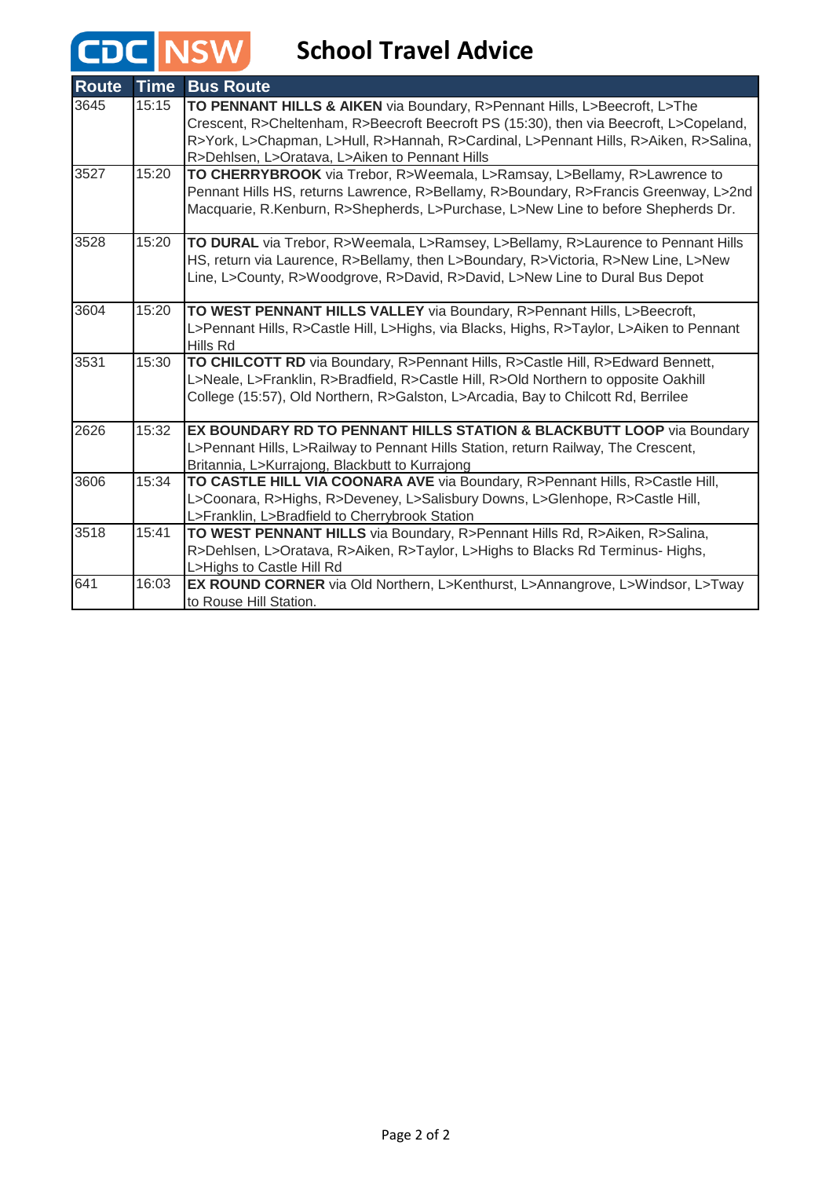# CDC NSW School Travel Advice

| Route | Time | Bus Route |
|---|---|---|
| 3645 | 15:15 | **TO PENNANT HILLS & AIKEN** via Boundary, R>Pennant Hills, L>Beecroft, L>The Crescent, R>Cheltenham, R>Beecroft Beecroft PS (15:30), then via Beecroft, L>Copeland, R>York, L>Chapman, L>Hull, R>Hannah, R>Cardinal, L>Pennant Hills, R>Aiken, R>Salina, R>Dehlsen, L>Oratava, L>Aiken to Pennant Hills |
| 3527 | 15:20 | **TO CHERRYBROOK** via Trebor, R>Weemala, L>Ramsay, L>Bellamy, R>Lawrence to Pennant Hills HS, returns Lawrence, R>Bellamy, R>Boundary, R>Francis Greenway, L>2nd Macquarie, R.Kenburn, R>Shepherds, L>Purchase, L>New Line to before Shepherds Dr. |
| 3528 | 15:20 | **TO DURAL** via Trebor, R>Weemala, L>Ramsey, L>Bellamy, R>Laurence to Pennant Hills HS, return via Laurence, R>Bellamy, then L>Boundary, R>Victoria, R>New Line, L>New Line, L>County, R>Woodgrove, R>David, R>David, L>New Line to Dural Bus Depot |
| 3604 | 15:20 | **TO WEST PENNANT HILLS VALLEY** via Boundary, R>Pennant Hills, L>Beecroft, L>Pennant Hills, R>Castle Hill, L>Highs, via Blacks, Highs, R>Taylor, L>Aiken to Pennant Hills Rd |
| 3531 | 15:30 | **TO CHILCOTT RD** via Boundary, R>Pennant Hills, R>Castle Hill, R>Edward Bennett, L>Neale, L>Franklin, R>Bradfield, R>Castle Hill, R>Old Northern to opposite Oakhill College (15:57), Old Northern, R>Galston, L>Arcadia, Bay to Chilcott Rd, Berrilee |
| 2626 | 15:32 | **EX BOUNDARY RD TO PENNANT HILLS STATION & BLACKBUTT LOOP** via Boundary L>Pennant Hills, L>Railway to Pennant Hills Station, return Railway, The Crescent, Britannia, L>Kurrajong, Blackbutt to Kurrajong |
| 3606 | 15:34 | **TO CASTLE HILL VIA COONARA AVE** via Boundary, R>Pennant Hills, R>Castle Hill, L>Coonara, R>Highs, R>Deveney, L>Salisbury Downs, L>Glenhope, R>Castle Hill, L>Franklin, L>Bradfield to Cherrybrook Station |
| 3518 | 15:41 | **TO WEST PENNANT HILLS** via Boundary, R>Pennant Hills Rd, R>Aiken, R>Salina, R>Dehlsen, L>Oratava, R>Aiken, R>Taylor, L>Highs to Blacks Rd Terminus- Highs, L>Highs to Castle Hill Rd |
| 641 | 16:03 | **EX ROUND CORNER** via Old Northern, L>Kenthurst, L>Annangrove, L>Windsor, L>Tway to Rouse Hill Station. |